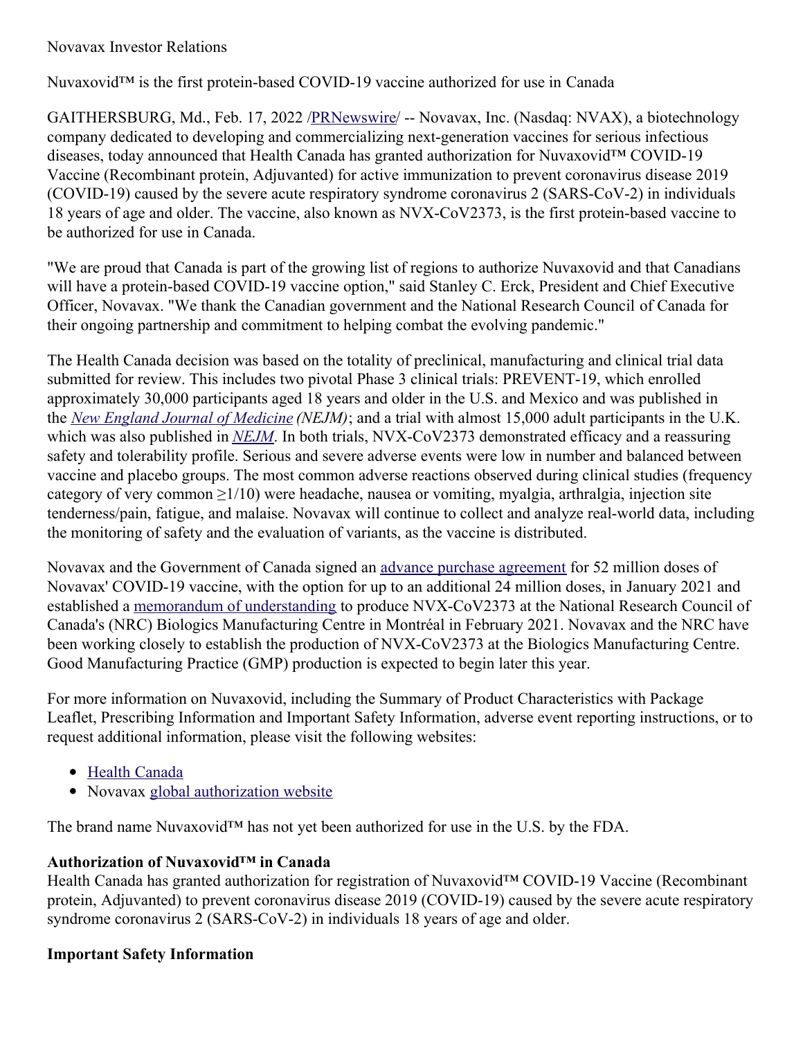Novavax Investor Relations

Nuvaxovid™ is the first protein-based COVID-19 vaccine authorized for use in Canada

GAITHERSBURG, Md., Feb. 17, 2022 /[PRNewswire](PRNewswire)/ -- Novavax, Inc. (Nasdaq: NVAX), a biotechnology company dedicated to developing and commercializing next-generation vaccines for serious infectious diseases, today announced that Health Canada has granted authorization for Nuvaxovid™ COVID-19 Vaccine (Recombinant protein, Adjuvanted) for active immunization to prevent coronavirus disease 2019 (COVID-19) caused by the severe acute respiratory syndrome coronavirus 2 (SARS-CoV-2) in individuals 18 years of age and older. The vaccine, also known as NVX-CoV2373, is the first protein-based vaccine to be authorized for use in Canada.

"We are proud that Canada is part of the growing list of regions to authorize Nuvaxovid and that Canadians will have a protein-based COVID-19 vaccine option," said Stanley C. Erck, President and Chief Executive Officer, Novavax. "We thank the Canadian government and the National Research Council of Canada for their ongoing partnership and commitment to helping combat the evolving pandemic."

The Health Canada decision was based on the totality of preclinical, manufacturing and clinical trial data submitted for review. This includes two pivotal Phase 3 clinical trials: PREVENT-19, which enrolled approximately 30,000 participants aged 18 years and older in the U.S. and Mexico and was published in the *New England Journal of Medicine (NEJM)*; and a trial with almost 15,000 adult participants in the U.K. which was also published in *NEJM*. In both trials, NVX-CoV2373 demonstrated efficacy and a reassuring safety and tolerability profile. Serious and severe adverse events were low in number and balanced between vaccine and placebo groups. The most common adverse reactions observed during clinical studies (frequency category of very common ≥1/10) were headache, nausea or vomiting, myalgia, arthralgia, injection site tenderness/pain, fatigue, and malaise. Novavax will continue to collect and analyze real-world data, including the monitoring of safety and the evaluation of variants, as the vaccine is distributed.

Novavax and the Government of Canada signed an advance purchase agreement for 52 million doses of Novavax' COVID-19 vaccine, with the option for up to an additional 24 million doses, in January 2021 and established a memorandum of understanding to produce NVX-CoV2373 at the National Research Council of Canada's (NRC) Biologics Manufacturing Centre in Montréal in February 2021. Novavax and the NRC have been working closely to establish the production of NVX-CoV2373 at the Biologics Manufacturing Centre. Good Manufacturing Practice (GMP) production is expected to begin later this year.

For more information on Nuvaxovid, including the Summary of Product Characteristics with Package Leaflet, Prescribing Information and Important Safety Information, adverse event reporting instructions, or to request additional information, please visit the following websites:

- Health Canada
- Novavax global authorization website

The brand name Nuvaxovid™ has not yet been authorized for use in the U.S. by the FDA.

**Authorization of Nuvaxovid™ in Canada**
Health Canada has granted authorization for registration of Nuvaxovid™ COVID-19 Vaccine (Recombinant protein, Adjuvanted) to prevent coronavirus disease 2019 (COVID-19) caused by the severe acute respiratory syndrome coronavirus 2 (SARS-CoV-2) in individuals 18 years of age and older.

**Important Safety Information**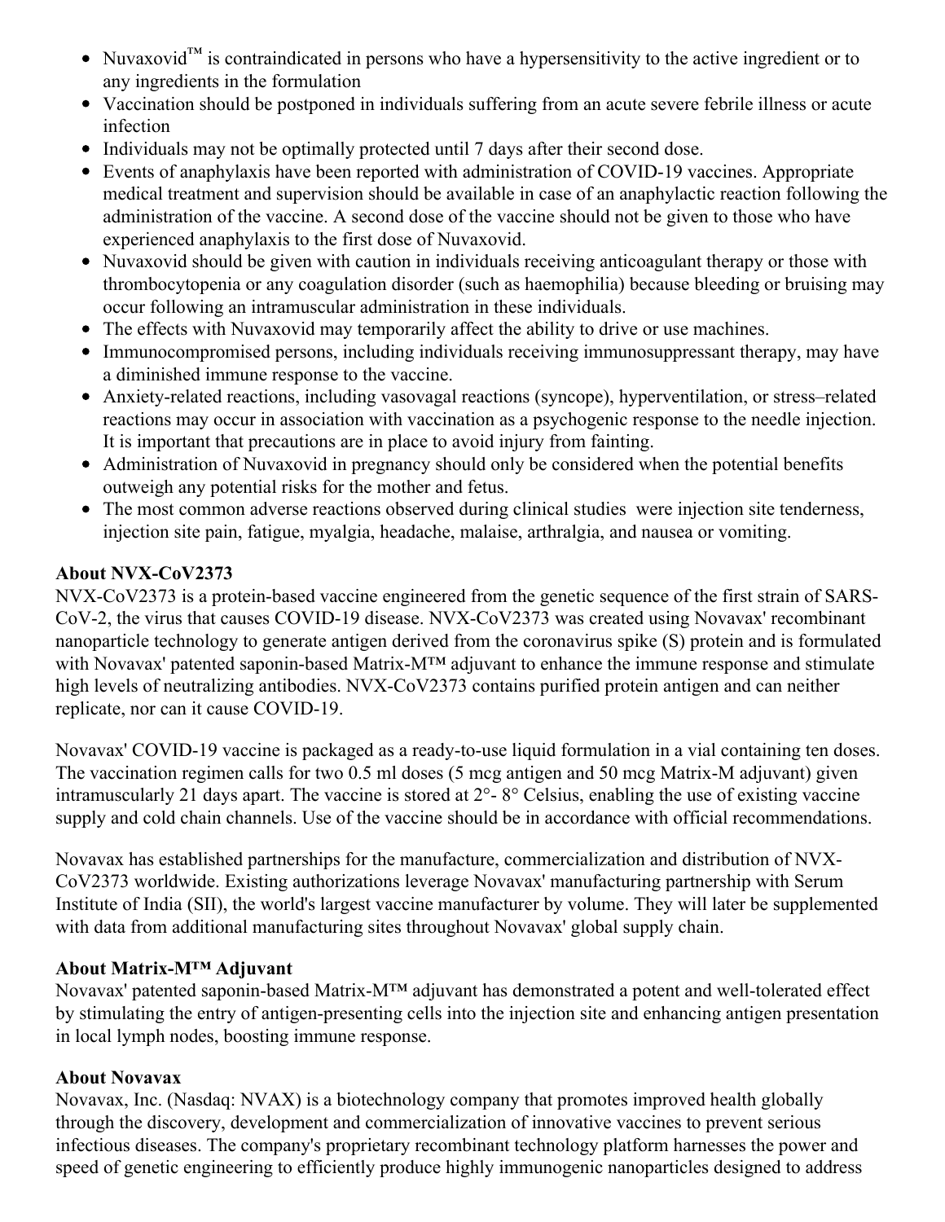- Nuvaxovid™ is contraindicated in persons who have a hypersensitivity to the active ingredient or to any ingredients in the formulation
- Vaccination should be postponed in individuals suffering from an acute severe febrile illness or acute infection
- Individuals may not be optimally protected until 7 days after their second dose.
- Events of anaphylaxis have been reported with administration of COVID-19 vaccines. Appropriate medical treatment and supervision should be available in case of an anaphylactic reaction following the administration of the vaccine. A second dose of the vaccine should not be given to those who have experienced anaphylaxis to the first dose of Nuvaxovid.
- Nuvaxovid should be given with caution in individuals receiving anticoagulant therapy or those with thrombocytopenia or any coagulation disorder (such as haemophilia) because bleeding or bruising may occur following an intramuscular administration in these individuals.
- The effects with Nuvaxovid may temporarily affect the ability to drive or use machines.
- Immunocompromised persons, including individuals receiving immunosuppressant therapy, may have a diminished immune response to the vaccine.
- Anxiety-related reactions, including vasovagal reactions (syncope), hyperventilation, or stress–related reactions may occur in association with vaccination as a psychogenic response to the needle injection. It is important that precautions are in place to avoid injury from fainting.
- Administration of Nuvaxovid in pregnancy should only be considered when the potential benefits outweigh any potential risks for the mother and fetus.
- The most common adverse reactions observed during clinical studies were injection site tenderness, injection site pain, fatigue, myalgia, headache, malaise, arthralgia, and nausea or vomiting.

**About NVX-CoV2373**

NVX-CoV2373 is a protein-based vaccine engineered from the genetic sequence of the first strain of SARS-CoV-2, the virus that causes COVID-19 disease. NVX-CoV2373 was created using Novavax' recombinant nanoparticle technology to generate antigen derived from the coronavirus spike (S) protein and is formulated with Novavax' patented saponin-based Matrix-M™ adjuvant to enhance the immune response and stimulate high levels of neutralizing antibodies. NVX-CoV2373 contains purified protein antigen and can neither replicate, nor can it cause COVID-19.

Novavax' COVID-19 vaccine is packaged as a ready-to-use liquid formulation in a vial containing ten doses. The vaccination regimen calls for two 0.5 ml doses (5 mcg antigen and 50 mcg Matrix-M adjuvant) given intramuscularly 21 days apart. The vaccine is stored at 2°- 8° Celsius, enabling the use of existing vaccine supply and cold chain channels. Use of the vaccine should be in accordance with official recommendations.

Novavax has established partnerships for the manufacture, commercialization and distribution of NVX-CoV2373 worldwide. Existing authorizations leverage Novavax' manufacturing partnership with Serum Institute of India (SII), the world's largest vaccine manufacturer by volume. They will later be supplemented with data from additional manufacturing sites throughout Novavax' global supply chain.

**About Matrix-M™ Adjuvant**

Novavax' patented saponin-based Matrix-M™ adjuvant has demonstrated a potent and well-tolerated effect by stimulating the entry of antigen-presenting cells into the injection site and enhancing antigen presentation in local lymph nodes, boosting immune response.

**About Novavax**

Novavax, Inc. (Nasdaq: NVAX) is a biotechnology company that promotes improved health globally through the discovery, development and commercialization of innovative vaccines to prevent serious infectious diseases. The company's proprietary recombinant technology platform harnesses the power and speed of genetic engineering to efficiently produce highly immunogenic nanoparticles designed to address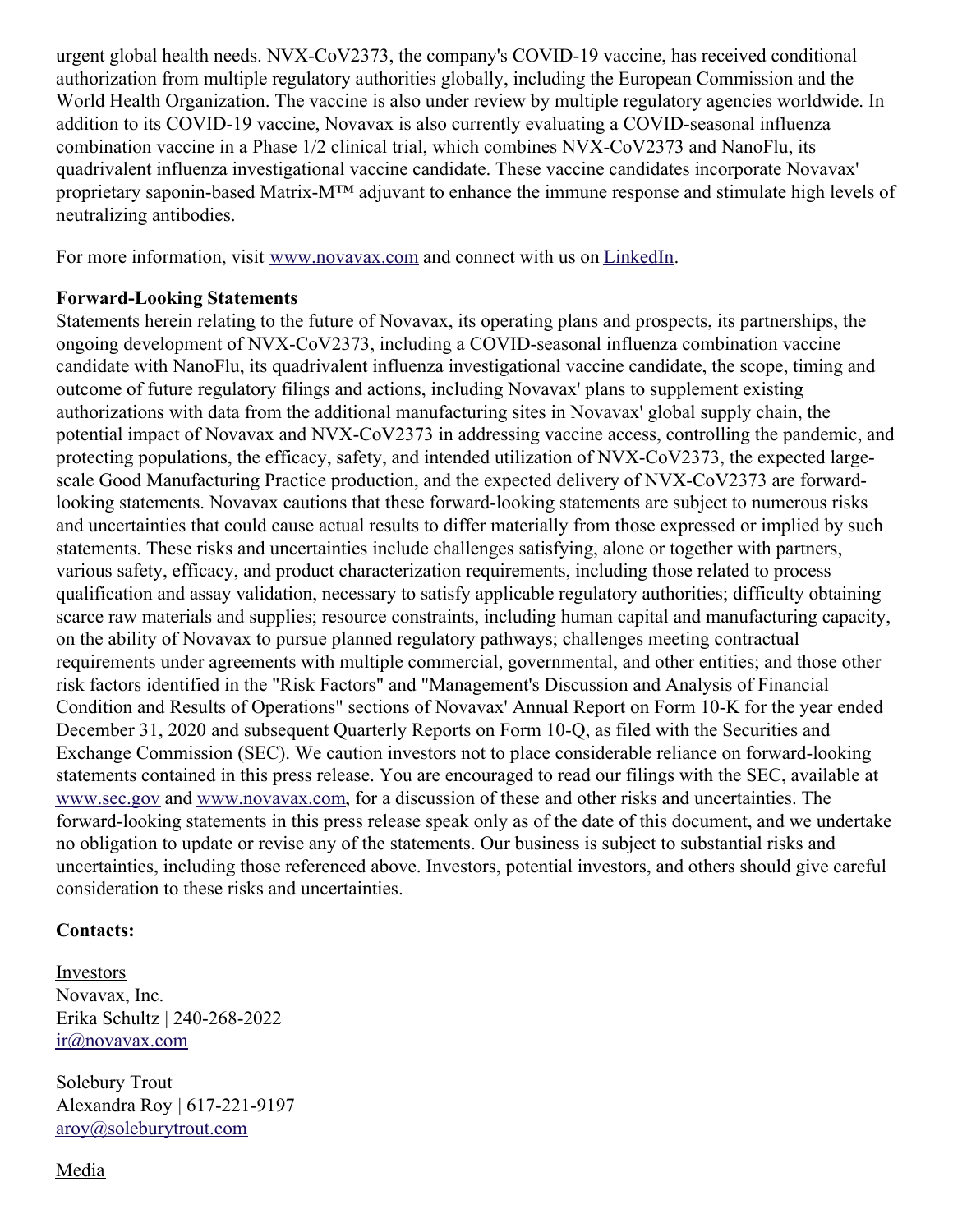urgent global health needs. NVX-CoV2373, the company's COVID-19 vaccine, has received conditional authorization from multiple regulatory authorities globally, including the European Commission and the World Health Organization. The vaccine is also under review by multiple regulatory agencies worldwide. In addition to its COVID-19 vaccine, Novavax is also currently evaluating a COVID-seasonal influenza combination vaccine in a Phase 1/2 clinical trial, which combines NVX-CoV2373 and NanoFlu, its quadrivalent influenza investigational vaccine candidate. These vaccine candidates incorporate Novavax' proprietary saponin-based Matrix-M™ adjuvant to enhance the immune response and stimulate high levels of neutralizing antibodies.

For more information, visit [www.novavax.com](http://www.novavax.com) and connect with us on [LinkedIn](https://www.linkedin.com).

**Forward-Looking Statements**

Statements herein relating to the future of Novavax, its operating plans and prospects, its partnerships, the ongoing development of NVX-CoV2373, including a COVID-seasonal influenza combination vaccine candidate with NanoFlu, its quadrivalent influenza investigational vaccine candidate, the scope, timing and outcome of future regulatory filings and actions, including Novavax' plans to supplement existing authorizations with data from the additional manufacturing sites in Novavax' global supply chain, the potential impact of Novavax and NVX-CoV2373 in addressing vaccine access, controlling the pandemic, and protecting populations, the efficacy, safety, and intended utilization of NVX-CoV2373, the expected large-scale Good Manufacturing Practice production, and the expected delivery of NVX-CoV2373 are forward-looking statements. Novavax cautions that these forward-looking statements are subject to numerous risks and uncertainties that could cause actual results to differ materially from those expressed or implied by such statements. These risks and uncertainties include challenges satisfying, alone or together with partners, various safety, efficacy, and product characterization requirements, including those related to process qualification and assay validation, necessary to satisfy applicable regulatory authorities; difficulty obtaining scarce raw materials and supplies; resource constraints, including human capital and manufacturing capacity, on the ability of Novavax to pursue planned regulatory pathways; challenges meeting contractual requirements under agreements with multiple commercial, governmental, and other entities; and those other risk factors identified in the "Risk Factors" and "Management's Discussion and Analysis of Financial Condition and Results of Operations" sections of Novavax' Annual Report on Form 10-K for the year ended December 31, 2020 and subsequent Quarterly Reports on Form 10-Q, as filed with the Securities and Exchange Commission (SEC). We caution investors not to place considerable reliance on forward-looking statements contained in this press release. You are encouraged to read our filings with the SEC, available at [www.sec.gov](http://www.sec.gov) and [www.novavax.com](http://www.novavax.com), for a discussion of these and other risks and uncertainties. The forward-looking statements in this press release speak only as of the date of this document, and we undertake no obligation to update or revise any of the statements. Our business is subject to substantial risks and uncertainties, including those referenced above. Investors, potential investors, and others should give careful consideration to these risks and uncertainties.

**Contacts:**

Investors
Novavax, Inc.
Erika Schultz | 240-268-2022
[ir@novavax.com](mailto:ir@novavax.com)

Solebury Trout
Alexandra Roy | 617-221-9197
[aroy@soleburytrout.com](mailto:aroy@soleburytrout.com)

Media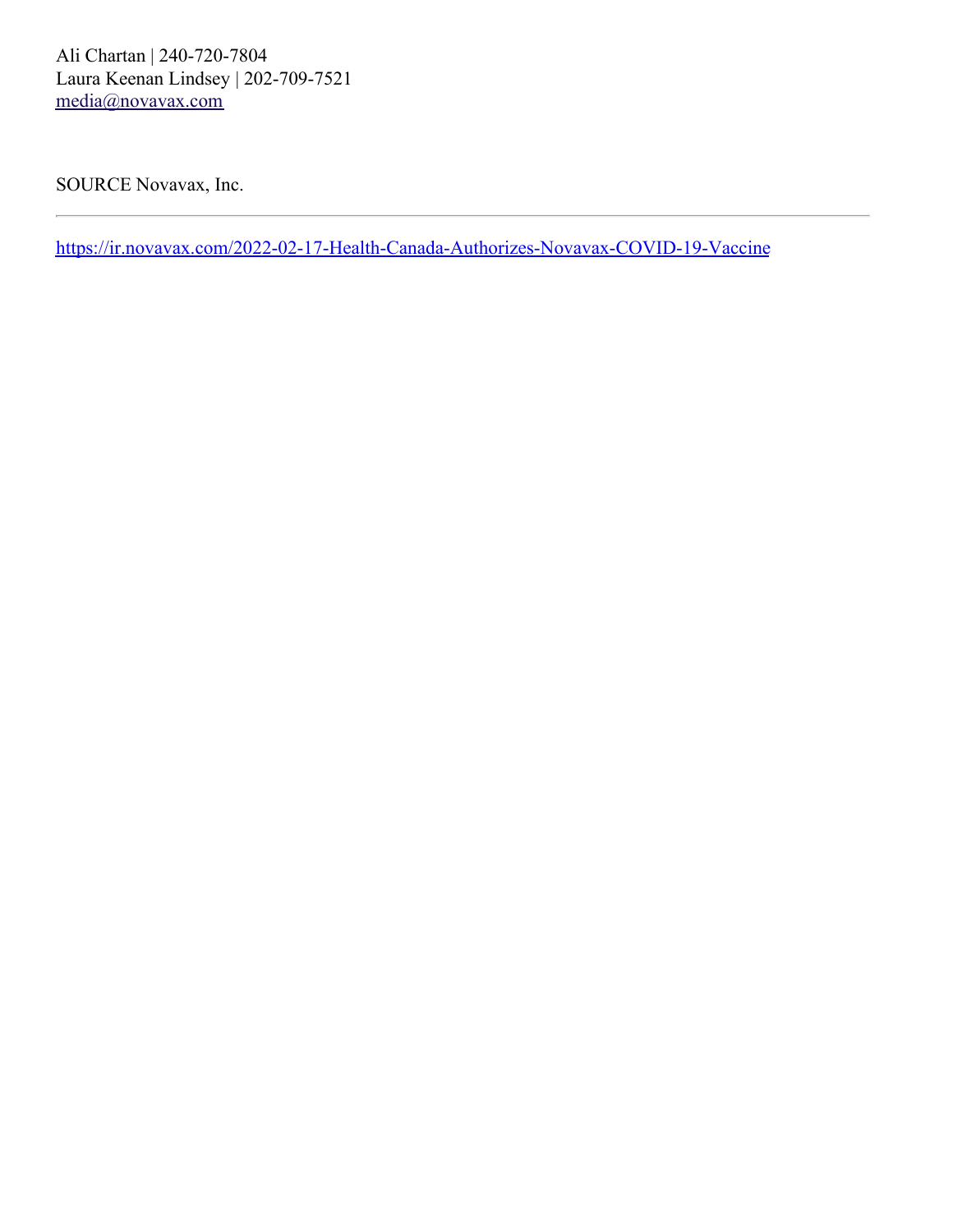Ali Chartan | 240-720-7804
Laura Keenan Lindsey | 202-709-7521
media@novavax.com

SOURCE Novavax, Inc.

---

https://ir.novavax.com/2022-02-17-Health-Canada-Authorizes-Novavax-COVID-19-Vaccine